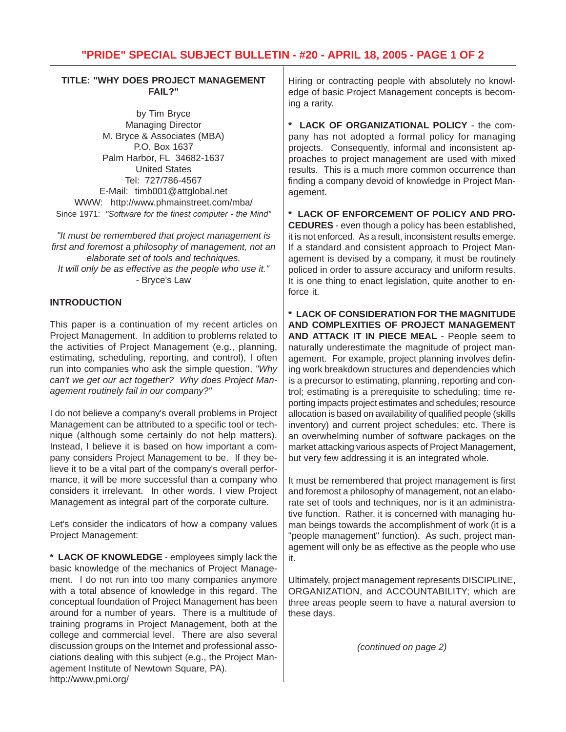# TITLE: "WHY DOES PROJECT MANAGEMENT FAIL?"

by Tim Bryce
Managing Director
M. Bryce & Associates (MBA)
P.O. Box 1637
Palm Harbor, FL 34682-1637
United States
Tel: 727/786-4567
E-Mail: timb001@attglobal.net
WWW: http://www.phmainstreet.com/mba/
Since 1971: *"Software for the finest computer - the Mind"*

*"It must be remembered that project management is first and foremost a philosophy of management, not an elaborate set of tools and techniques. It will only be as effective as the people who use it."*
- Bryce's Law

## INTRODUCTION

This paper is a continuation of my recent articles on Project Management. In addition to problems related to the activities of Project Management (e.g., planning, estimating, scheduling, reporting, and control), I often run into companies who ask the simple question, *"Why can't we get our act together? Why does Project Management routinely fail in our company?"*

I do not believe a company's overall problems in Project Management can be attributed to a specific tool or technique (although some certainly do not help matters). Instead, I believe it is based on how important a company considers Project Management to be. If they believe it to be a vital part of the company's overall performance, it will be more successful than a company who considers it irrelevant. In other words, I view Project Management as integral part of the corporate culture.

Let's consider the indicators of how a company values Project Management:

* **LACK OF KNOWLEDGE** - employees simply lack the basic knowledge of the mechanics of Project Management. I do not run into too many companies anymore with a total absence of knowledge in this regard. The conceptual foundation of Project Management has been around for a number of years. There is a multitude of training programs in Project Management, both at the college and commercial level. There are also several discussion groups on the Internet and professional associations dealing with this subject (e.g., the Project Management Institute of Newtown Square, PA). http://www.pmi.org/ Hiring or contracting people with absolutely no knowledge of basic Project Management concepts is becoming a rarity.

* **LACK OF ORGANIZATIONAL POLICY** - the company has not adopted a formal policy for managing projects. Consequently, informal and inconsistent approaches to project management are used with mixed results. This is a much more common occurrence than finding a company devoid of knowledge in Project Management.

* **LACK OF ENFORCEMENT OF POLICY AND PROCEDURES** - even though a policy has been established, it is not enforced. As a result, inconsistent results emerge. If a standard and consistent approach to Project Management is devised by a company, it must be routinely policed in order to assure accuracy and uniform results. It is one thing to enact legislation, quite another to enforce it.

* **LACK OF CONSIDERATION FOR THE MAGNITUDE AND COMPLEXITIES OF PROJECT MANAGEMENT AND ATTACK IT IN PIECE MEAL** - People seem to naturally underestimate the magnitude of project management. For example, project planning involves defining work breakdown structures and dependencies which is a precursor to estimating, planning, reporting and control; estimating is a prerequisite to scheduling; time reporting impacts project estimates and schedules; resource allocation is based on availability of qualified people (skills inventory) and current project schedules; etc. There is an overwhelming number of software packages on the market attacking various aspects of Project Management, but very few addressing it is an integrated whole.

It must be remembered that project management is first and foremost a philosophy of management, not an elaborate set of tools and techniques, nor is it an administrative function. Rather, it is concerned with managing human beings towards the accomplishment of work (it is a "people management" function). As such, project management will only be as effective as the people who use it.

Ultimately, project management represents DISCIPLINE, ORGANIZATION, and ACCOUNTABILITY; which are three areas people seem to have a natural aversion to these days.

*(continued on page 2)*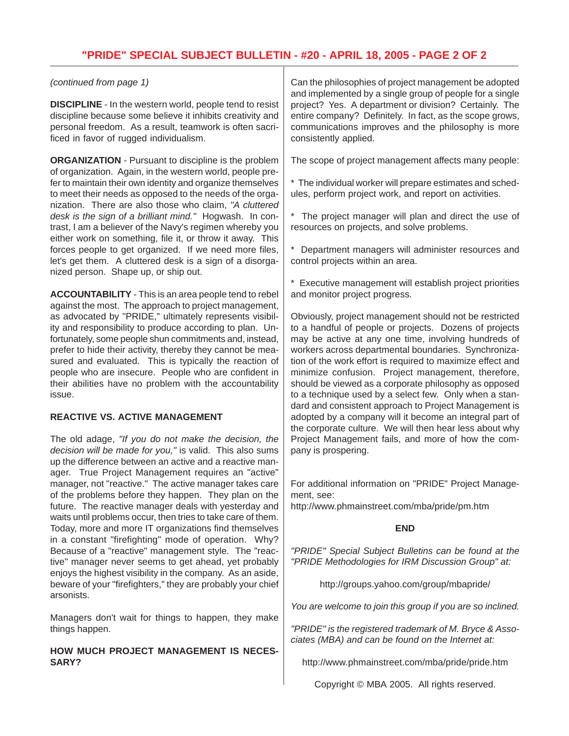*(continued from page 1)*

**DISCIPLINE** - In the western world, people tend to resist discipline because some believe it inhibits creativity and personal freedom. As a result, teamwork is often sacrificed in favor of rugged individualism.

**ORGANIZATION** - Pursuant to discipline is the problem of organization. Again, in the western world, people prefer to maintain their own identity and organize themselves to meet their needs as opposed to the needs of the organization. There are also those who claim, *"A cluttered desk is the sign of a brilliant mind."* Hogwash. In contrast, I am a believer of the Navy's regimen whereby you either work on something, file it, or throw it away. This forces people to get organized. If we need more files, let's get them. A cluttered desk is a sign of a disorganized person. Shape up, or ship out.

**ACCOUNTABILITY** - This is an area people tend to rebel against the most. The approach to project management, as advocated by "PRIDE," ultimately represents visibility and responsibility to produce according to plan. Unfortunately, some people shun commitments and, instead, prefer to hide their activity, thereby they cannot be measured and evaluated. This is typically the reaction of people who are insecure. People who are confident in their abilities have no problem with the accountability issue.

**REACTIVE VS. ACTIVE MANAGEMENT**

The old adage, *"If you do not make the decision, the decision will be made for you,"* is valid. This also sums up the difference between an active and a reactive manager. True Project Management requires an "active" manager, not "reactive." The active manager takes care of the problems before they happen. They plan on the future. The reactive manager deals with yesterday and waits until problems occur, then tries to take care of them. Today, more and more IT organizations find themselves in a constant "firefighting" mode of operation. Why? Because of a "reactive" management style. The "reactive" manager never seems to get ahead, yet probably enjoys the highest visibility in the company. As an aside, beware of your "firefighters," they are probably your chief arsonists.

Managers don't wait for things to happen, they make things happen.

**HOW MUCH PROJECT MANAGEMENT IS NECESSARY?**

Can the philosophies of project management be adopted and implemented by a single group of people for a single project? Yes. A department or division? Certainly. The entire company? Definitely. In fact, as the scope grows, communications improves and the philosophy is more consistently applied.

The scope of project management affects many people:

* The individual worker will prepare estimates and schedules, perform project work, and report on activities.

* The project manager will plan and direct the use of resources on projects, and solve problems.

* Department managers will administer resources and control projects within an area.

* Executive management will establish project priorities and monitor project progress.

Obviously, project management should not be restricted to a handful of people or projects. Dozens of projects may be active at any one time, involving hundreds of workers across departmental boundaries. Synchronization of the work effort is required to maximize effect and minimize confusion. Project management, therefore, should be viewed as a corporate philosophy as opposed to a technique used by a select few. Only when a standard and consistent approach to Project Management is adopted by a company will it become an integral part of the corporate culture. We will then hear less about why Project Management fails, and more of how the company is prospering.

For additional information on "PRIDE" Project Management, see:
http://www.phmainstreet.com/mba/pride/pm.htm

**END**

*"PRIDE" Special Subject Bulletins can be found at the "PRIDE Methodologies for IRM Discussion Group" at:*

http://groups.yahoo.com/group/mbapride/

*You are welcome to join this group if you are so inclined.*

*"PRIDE" is the registered trademark of M. Bryce & Associates (MBA) and can be found on the Internet at:*

http://www.phmainstreet.com/mba/pride/pride.htm

Copyright © MBA 2005. All rights reserved.